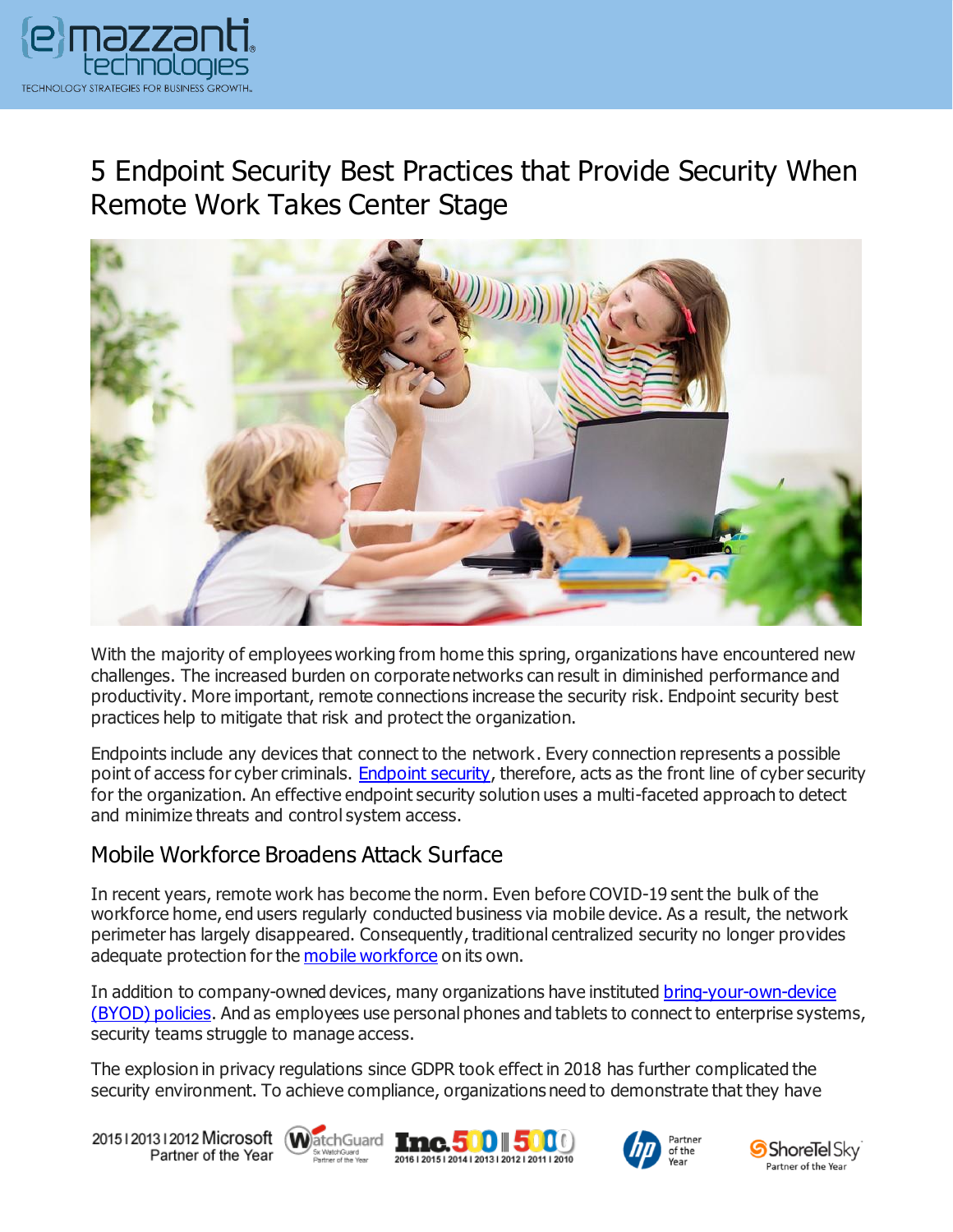# 5 Endpoint Security Best Practices that Provide Security When Remote Work Takes Center Stage

With the majority of employees working from home this spring, organizations have encountered new challenges. The increased burden on corporate networks can result in diminished performance and productivity. More important, remote connections increase the security risk. Endpoint security best practices help to mitigate that risk and protect the organization.

Endpoints include any devices that connect to the network. Every connection represents a possible point of access for cyber criminals. Endpoint security, therefore, acts as the front line of cyber security for the organization. An effective endpoint security solution uses a multi-faceted approach to detect and minimize threats and control system access.

## Mobile Workforce Broadens Attack Surface

In recent years, remote work has become the norm. Even before COVID-19 sent the bulk of the workforce home, end users regularly conducted business via mobile device. As a result, the network perimeter has largely disappeared. Consequently, traditional centralized security no longer provides adequate protection for the mobile workforce on its own.

In addition to company-owned devices, many organizations have instituted bring-your-own-device (BYOD) policies. And as employees use personal phones and tablets to connect to enterprise systems, security teams struggle to manage access.

The explosion in privacy regulations since GDPR took effect in 2018 has further complicated the security environment. To achieve compliance, organizations need to demonstrate that they have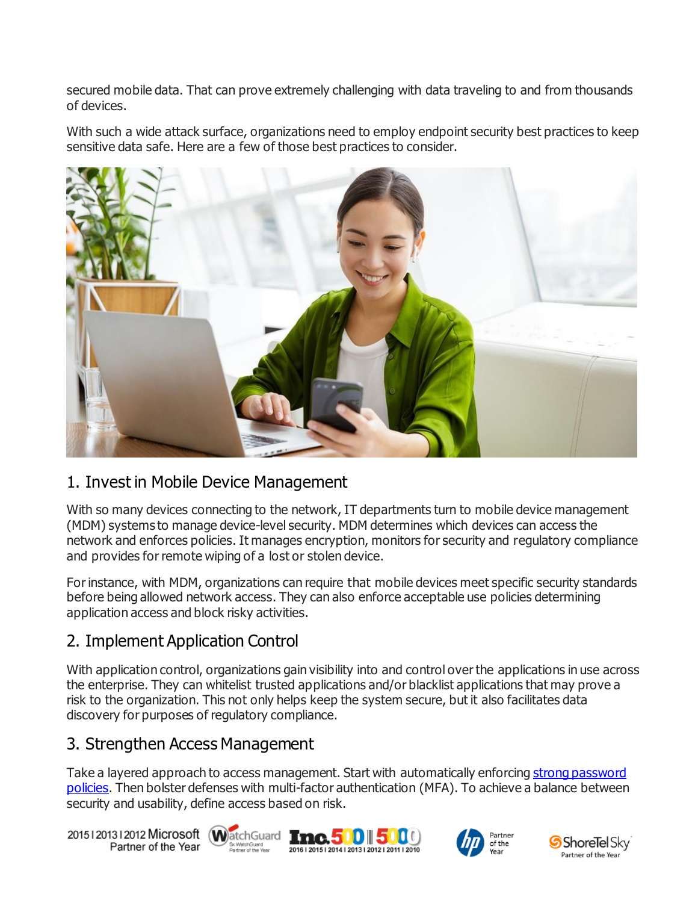secured mobile data. That can prove extremely challenging with data traveling to and from thousands of devices.

With such a wide attack surface, organizations need to employ endpoint security best practices to keep sensitive data safe. Here are a few of those best practices to consider.

## 1. Invest in Mobile Device Management

With so many devices connecting to the network, IT departments turn to mobile device management (MDM) systems to manage device-level security. MDM determines which devices can access the network and enforces policies. It manages encryption, monitors for security and regulatory compliance and provides for remote wiping of a lost or stolen device.

For instance, with MDM, organizations can require that mobile devices meet specific security standards before being allowed network access. They can also enforce acceptable use policies determining application access and block risky activities.

## 2. Implement Application Control

With application control, organizations gain visibility into and control over the applications in use across the enterprise. They can whitelist trusted applications and/or blacklist applications that may prove a risk to the organization. This not only helps keep the system secure, but it also facilitates data discovery for purposes of regulatory compliance.

## 3. Strengthen Access Management

Take a layered approach to access management. Start with automatically enforcing strong password policies. Then bolster defenses with multi-factor authentication (MFA). To achieve a balance between security and usability, define access based on risk.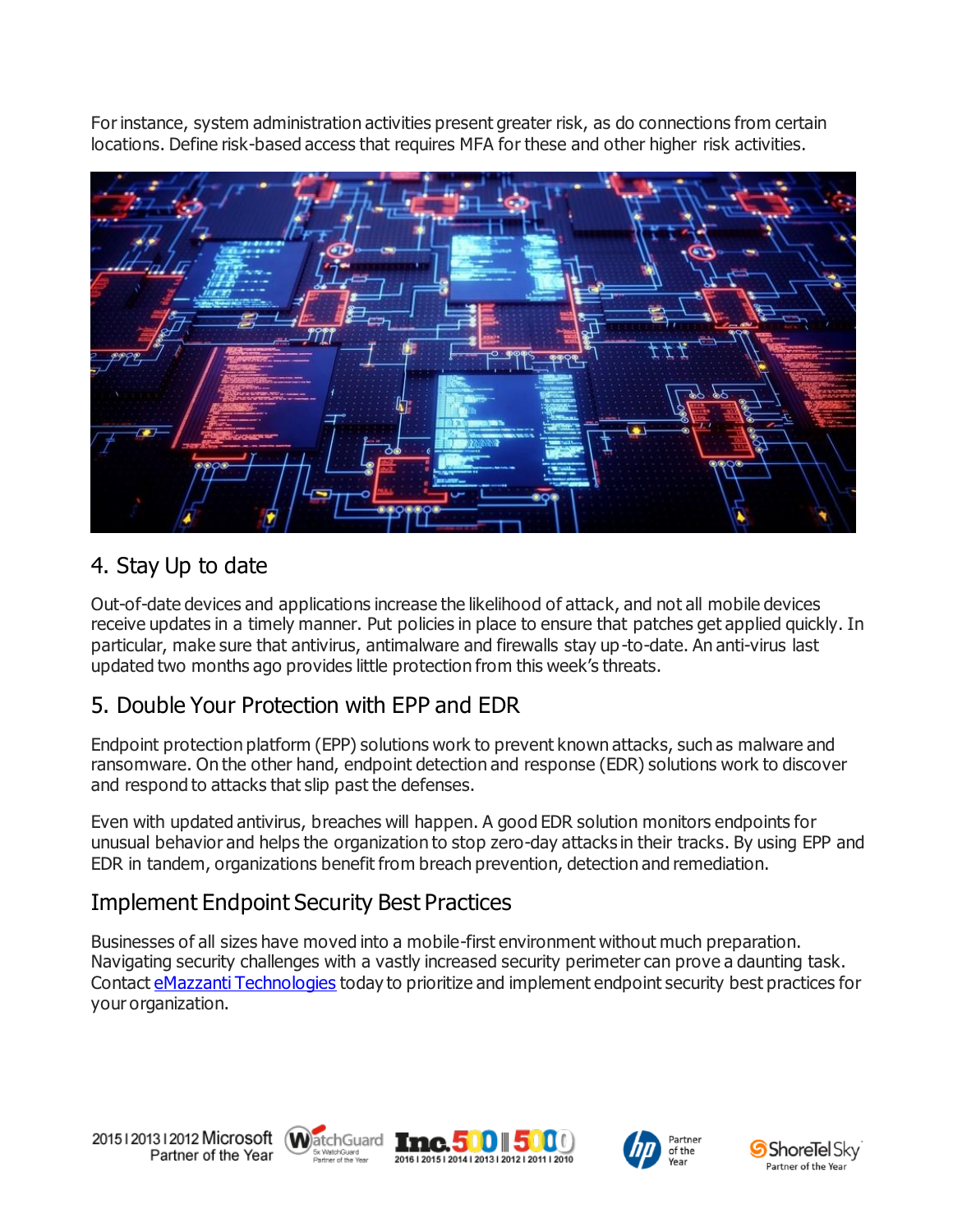For instance, system administration activities present greater risk, as do connections from certain locations. Define risk-based access that requires MFA for these and other higher risk activities.

## 4. Stay Up to date

Out-of-date devices and applications increase the likelihood of attack, and not all mobile devices receive updates in a timely manner. Put policies in place to ensure that patches get applied quickly. In particular, make sure that antivirus, antimalware and firewalls stay up-to-date. An anti-virus last updated two months ago provides little protection from this week's threats.

## 5. Double Your Protection with EPP and EDR

Endpoint protection platform (EPP) solutions work to prevent known attacks, such as malware and ransomware. On the other hand, endpoint detection and response (EDR) solutions work to discover and respond to attacks that slip past the defenses.

Even with updated antivirus, breaches will happen. A good EDR solution monitors endpoints for unusual behavior and helps the organization to stop zero-day attacks in their tracks. By using EPP and EDR in tandem, organizations benefit from breach prevention, detection and remediation.

## Implement Endpoint Security Best Practices

Businesses of all sizes have moved into a mobile-first environment without much preparation. Navigating security challenges with a vastly increased security perimeter can prove a daunting task. Contact eMazzanti Technologies today to prioritize and implement endpoint security best practices for your organization.

2015 I 2013 I 2012 Microsoft Partner of the Year

WatchGuard 5x WatchGuard Partner of the Year

Inc. 500 | 5000 2016 I 2015 I 2014 I 2013 I 2012 I 2011 I 2010

hp Partner of the Year

ShoreTel Sky Partner of the Year